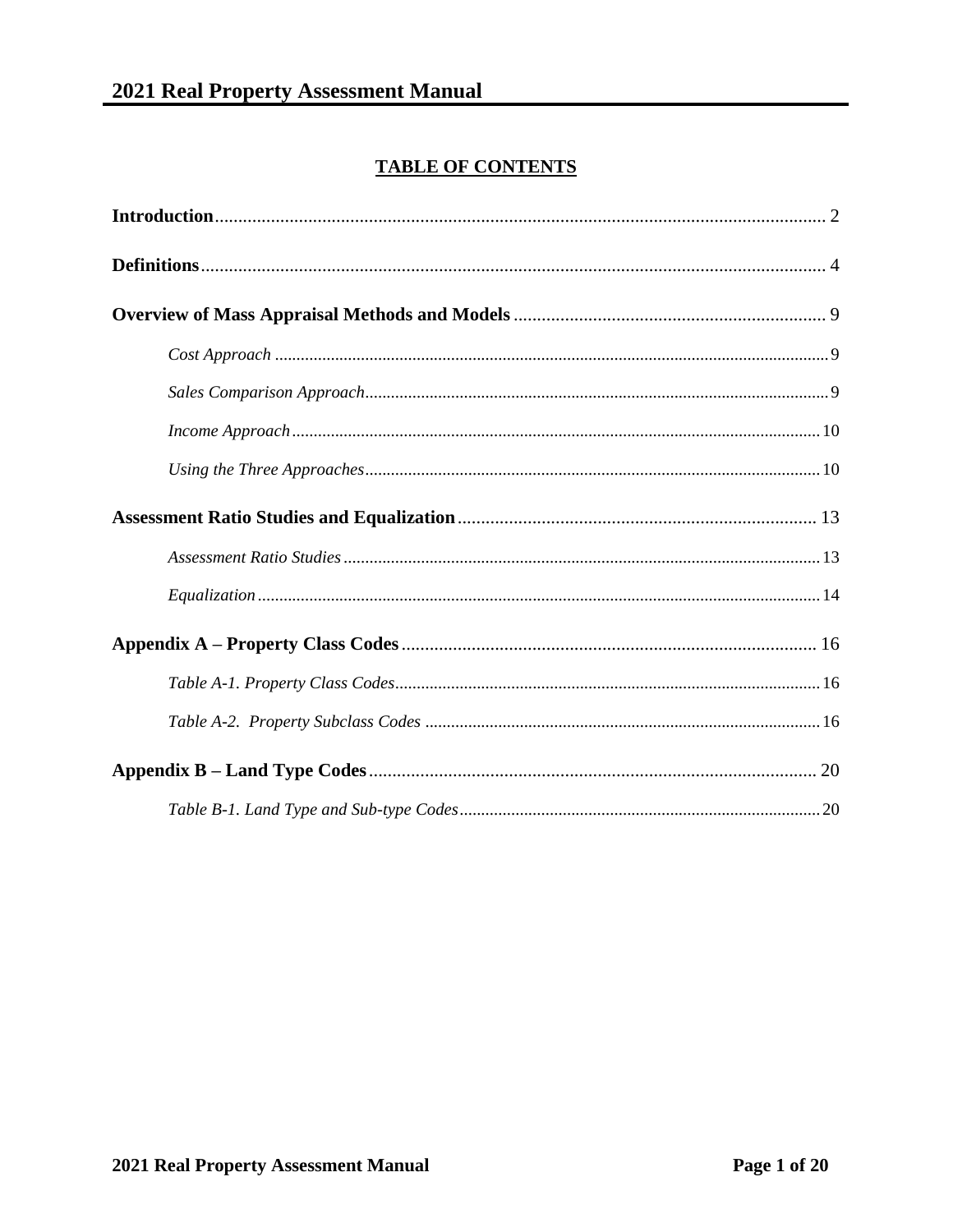# TABLE OF CONTENTS

**Introduction** .......... 2

**Definitions** .......... 4

**Overview of Mass Appraisal Methods and Models** .......... 9

- *Cost Approach* .......... 9
- *Sales Comparison Approach* .......... 9
- *Income Approach* .......... 10
- *Using the Three Approaches* .......... 10

**Assessment Ratio Studies and Equalization** .......... 13

- *Assessment Ratio Studies* .......... 13
- *Equalization* .......... 14

**Appendix A – Property Class Codes** .......... 16

- *Table A-1. Property Class Codes* .......... 16
- *Table A-2. Property Subclass Codes* .......... 16

**Appendix B – Land Type Codes** .......... 20

- *Table B-1. Land Type and Sub-type Codes* .......... 20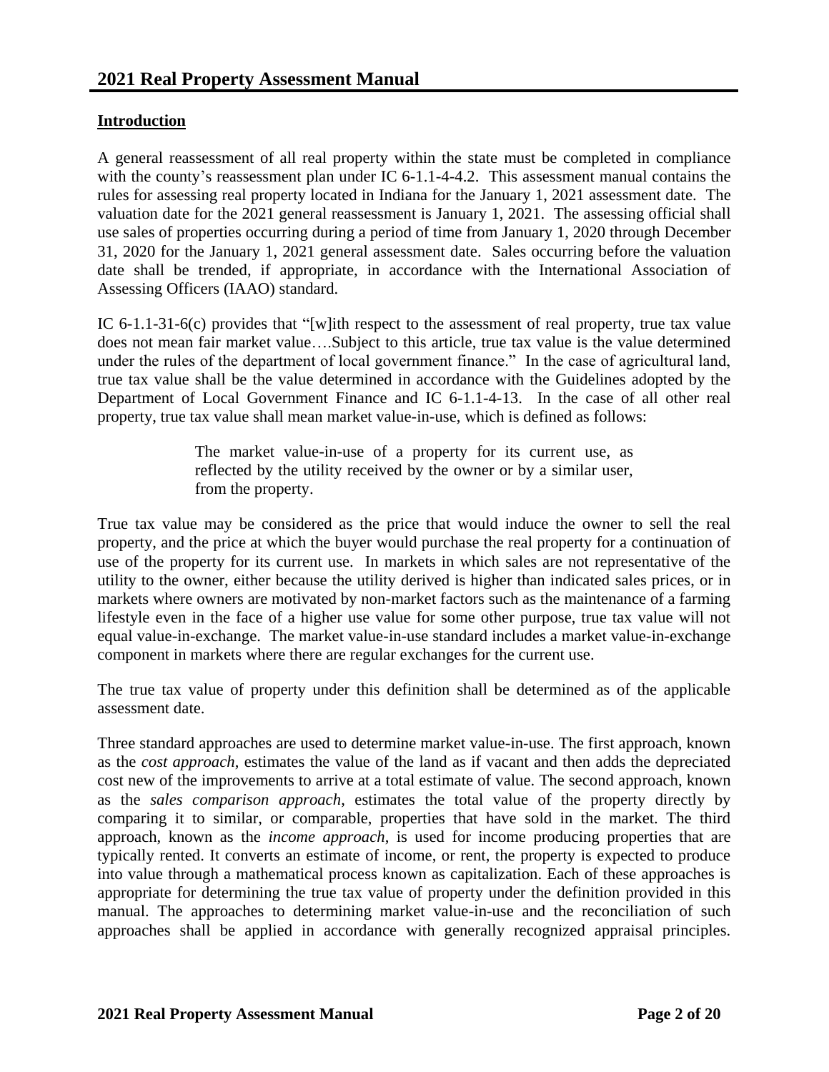## Introduction

A general reassessment of all real property within the state must be completed in compliance with the county's reassessment plan under IC 6-1.1-4-4.2. This assessment manual contains the rules for assessing real property located in Indiana for the January 1, 2021 assessment date. The valuation date for the 2021 general reassessment is January 1, 2021. The assessing official shall use sales of properties occurring during a period of time from January 1, 2020 through December 31, 2020 for the January 1, 2021 general assessment date. Sales occurring before the valuation date shall be trended, if appropriate, in accordance with the International Association of Assessing Officers (IAAO) standard.

IC 6-1.1-31-6(c) provides that "[w]ith respect to the assessment of real property, true tax value does not mean fair market value….Subject to this article, true tax value is the value determined under the rules of the department of local government finance." In the case of agricultural land, true tax value shall be the value determined in accordance with the Guidelines adopted by the Department of Local Government Finance and IC 6-1.1-4-13. In the case of all other real property, true tax value shall mean market value-in-use, which is defined as follows:

> The market value-in-use of a property for its current use, as reflected by the utility received by the owner or by a similar user, from the property.

True tax value may be considered as the price that would induce the owner to sell the real property, and the price at which the buyer would purchase the real property for a continuation of use of the property for its current use. In markets in which sales are not representative of the utility to the owner, either because the utility derived is higher than indicated sales prices, or in markets where owners are motivated by non-market factors such as the maintenance of a farming lifestyle even in the face of a higher use value for some other purpose, true tax value will not equal value-in-exchange. The market value-in-use standard includes a market value-in-exchange component in markets where there are regular exchanges for the current use.

The true tax value of property under this definition shall be determined as of the applicable assessment date.

Three standard approaches are used to determine market value-in-use. The first approach, known as the *cost approach*, estimates the value of the land as if vacant and then adds the depreciated cost new of the improvements to arrive at a total estimate of value. The second approach, known as the *sales comparison approach*, estimates the total value of the property directly by comparing it to similar, or comparable, properties that have sold in the market. The third approach, known as the *income approach*, is used for income producing properties that are typically rented. It converts an estimate of income, or rent, the property is expected to produce into value through a mathematical process known as capitalization. Each of these approaches is appropriate for determining the true tax value of property under the definition provided in this manual. The approaches to determining market value-in-use and the reconciliation of such approaches shall be applied in accordance with generally recognized appraisal principles.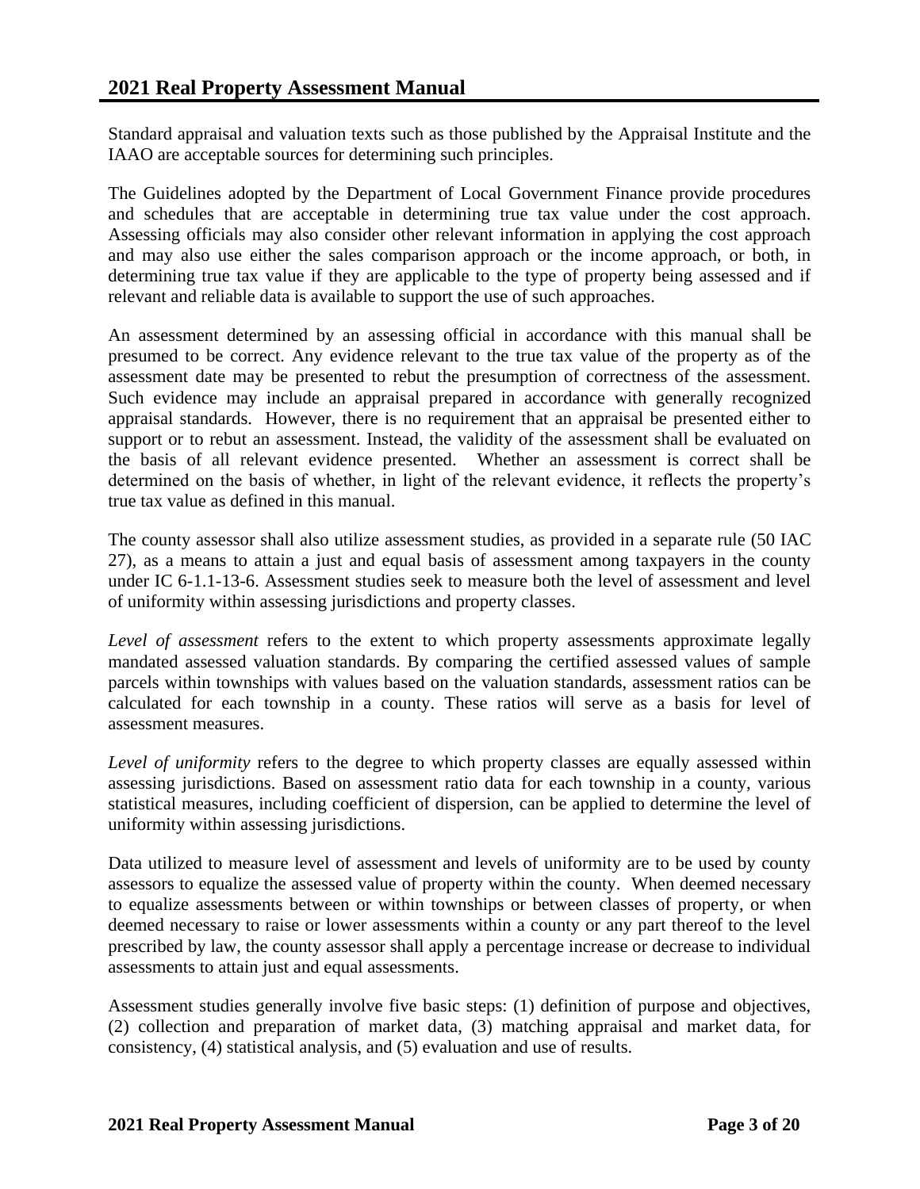Standard appraisal and valuation texts such as those published by the Appraisal Institute and the IAAO are acceptable sources for determining such principles.

The Guidelines adopted by the Department of Local Government Finance provide procedures and schedules that are acceptable in determining true tax value under the cost approach. Assessing officials may also consider other relevant information in applying the cost approach and may also use either the sales comparison approach or the income approach, or both, in determining true tax value if they are applicable to the type of property being assessed and if relevant and reliable data is available to support the use of such approaches.

An assessment determined by an assessing official in accordance with this manual shall be presumed to be correct. Any evidence relevant to the true tax value of the property as of the assessment date may be presented to rebut the presumption of correctness of the assessment. Such evidence may include an appraisal prepared in accordance with generally recognized appraisal standards. However, there is no requirement that an appraisal be presented either to support or to rebut an assessment. Instead, the validity of the assessment shall be evaluated on the basis of all relevant evidence presented. Whether an assessment is correct shall be determined on the basis of whether, in light of the relevant evidence, it reflects the property's true tax value as defined in this manual.

The county assessor shall also utilize assessment studies, as provided in a separate rule (50 IAC 27), as a means to attain a just and equal basis of assessment among taxpayers in the county under IC 6-1.1-13-6. Assessment studies seek to measure both the level of assessment and level of uniformity within assessing jurisdictions and property classes.

*Level of assessment* refers to the extent to which property assessments approximate legally mandated assessed valuation standards. By comparing the certified assessed values of sample parcels within townships with values based on the valuation standards, assessment ratios can be calculated for each township in a county. These ratios will serve as a basis for level of assessment measures.

*Level of uniformity* refers to the degree to which property classes are equally assessed within assessing jurisdictions. Based on assessment ratio data for each township in a county, various statistical measures, including coefficient of dispersion, can be applied to determine the level of uniformity within assessing jurisdictions.

Data utilized to measure level of assessment and levels of uniformity are to be used by county assessors to equalize the assessed value of property within the county. When deemed necessary to equalize assessments between or within townships or between classes of property, or when deemed necessary to raise or lower assessments within a county or any part thereof to the level prescribed by law, the county assessor shall apply a percentage increase or decrease to individual assessments to attain just and equal assessments.

Assessment studies generally involve five basic steps: (1) definition of purpose and objectives, (2) collection and preparation of market data, (3) matching appraisal and market data, for consistency, (4) statistical analysis, and (5) evaluation and use of results.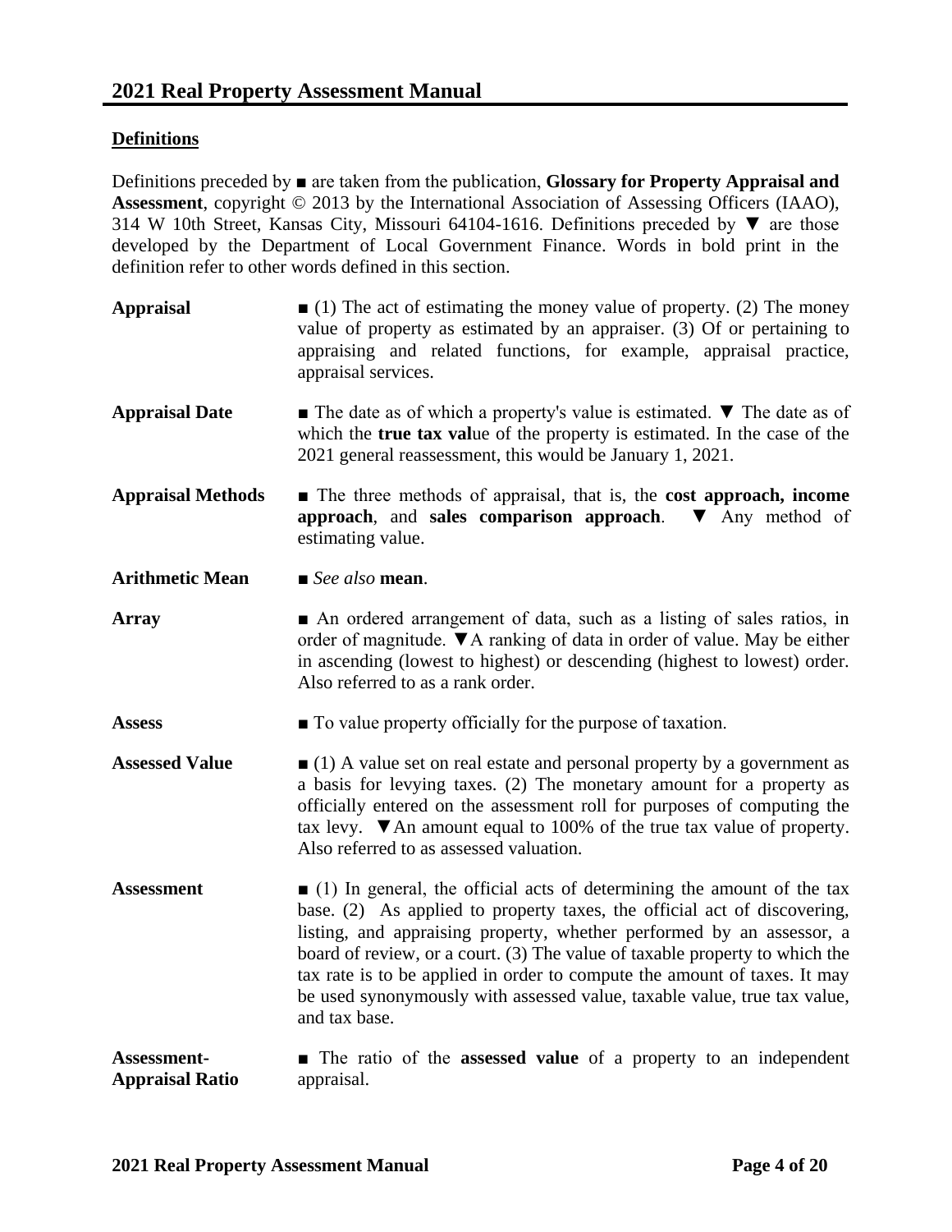## Definitions

Definitions preceded by ■ are taken from the publication, **Glossary for Property Appraisal and Assessment**, copyright © 2013 by the International Association of Assessing Officers (IAAO), 314 W 10th Street, Kansas City, Missouri 64104-1616. Definitions preceded by ▼ are those developed by the Department of Local Government Finance. Words in bold print in the definition refer to other words defined in this section.

**Appraisal** ■ (1) The act of estimating the money value of property. (2) The money value of property as estimated by an appraiser. (3) Of or pertaining to appraising and related functions, for example, appraisal practice, appraisal services.

**Appraisal Date** ■ The date as of which a property's value is estimated. ▼ The date as of which the **true tax val**ue of the property is estimated. In the case of the 2021 general reassessment, this would be January 1, 2021.

**Appraisal Methods** ■ The three methods of appraisal, that is, the **cost approach, income approach**, and **sales comparison approach**. ▼ Any method of estimating value.

**Arithmetic Mean** ■ *See also* **mean**.

**Array** ■ An ordered arrangement of data, such as a listing of sales ratios, in order of magnitude. ▼A ranking of data in order of value. May be either in ascending (lowest to highest) or descending (highest to lowest) order. Also referred to as a rank order.

**Assess** ■ To value property officially for the purpose of taxation.

**Assessed Value** ■ (1) A value set on real estate and personal property by a government as a basis for levying taxes. (2) The monetary amount for a property as officially entered on the assessment roll for purposes of computing the tax levy. ▼An amount equal to 100% of the true tax value of property. Also referred to as assessed valuation.

**Assessment** ■ (1) In general, the official acts of determining the amount of the tax base. (2) As applied to property taxes, the official act of discovering, listing, and appraising property, whether performed by an assessor, a board of review, or a court. (3) The value of taxable property to which the tax rate is to be applied in order to compute the amount of taxes. It may be used synonymously with assessed value, taxable value, true tax value, and tax base.

**Assessment-Appraisal Ratio** ■ The ratio of the **assessed value** of a property to an independent appraisal.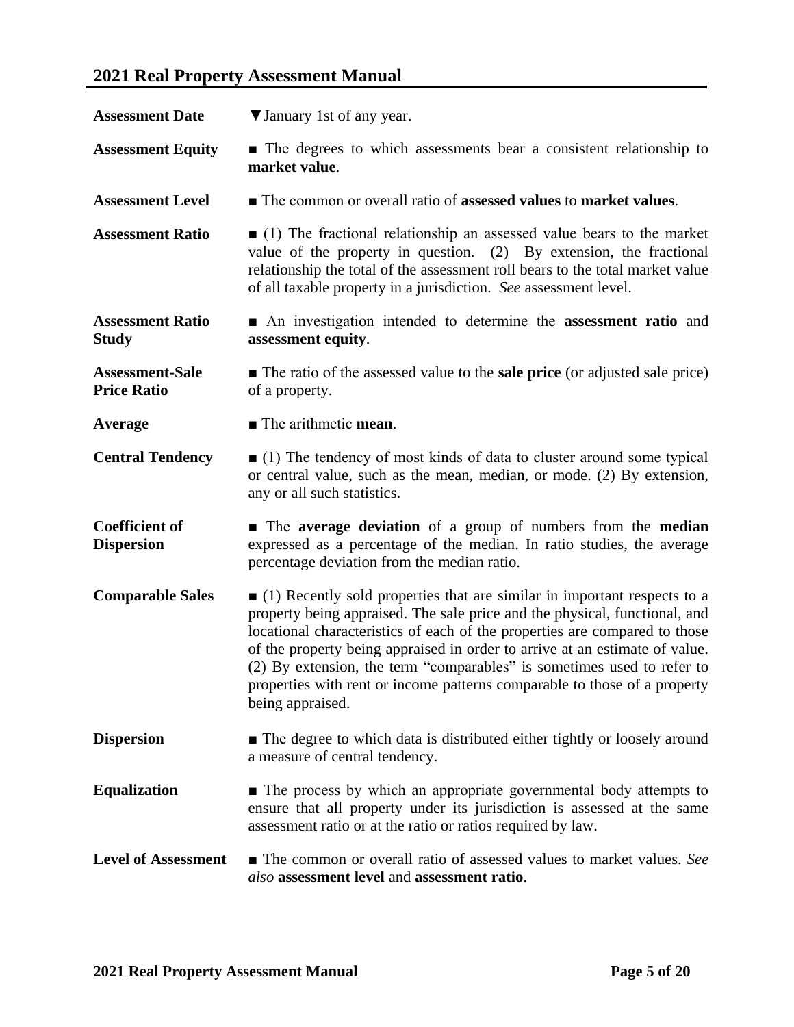**Assessment Date** ▼January 1st of any year.

**Assessment Equity** ■ The degrees to which assessments bear a consistent relationship to **market value**.

**Assessment Level** ■ The common or overall ratio of **assessed values** to **market values**.

**Assessment Ratio** ■ (1) The fractional relationship an assessed value bears to the market value of the property in question. (2) By extension, the fractional relationship the total of the assessment roll bears to the total market value of all taxable property in a jurisdiction. *See* assessment level.

**Assessment Ratio Study** ■ An investigation intended to determine the **assessment ratio** and **assessment equity**.

**Assessment-Sale Price Ratio** ■ The ratio of the assessed value to the **sale price** (or adjusted sale price) of a property.

**Average** ■ The arithmetic **mean**.

**Central Tendency** ■ (1) The tendency of most kinds of data to cluster around some typical or central value, such as the mean, median, or mode. (2) By extension, any or all such statistics.

**Coefficient of Dispersion** ■ The **average deviation** of a group of numbers from the **median** expressed as a percentage of the median. In ratio studies, the average percentage deviation from the median ratio.

**Comparable Sales** ■ (1) Recently sold properties that are similar in important respects to a property being appraised. The sale price and the physical, functional, and locational characteristics of each of the properties are compared to those of the property being appraised in order to arrive at an estimate of value. (2) By extension, the term "comparables" is sometimes used to refer to properties with rent or income patterns comparable to those of a property being appraised.

**Dispersion** ■ The degree to which data is distributed either tightly or loosely around a measure of central tendency.

**Equalization** ■ The process by which an appropriate governmental body attempts to ensure that all property under its jurisdiction is assessed at the same assessment ratio or at the ratio or ratios required by law.

**Level of Assessment** ■ The common or overall ratio of assessed values to market values. *See also* **assessment level** and **assessment ratio**.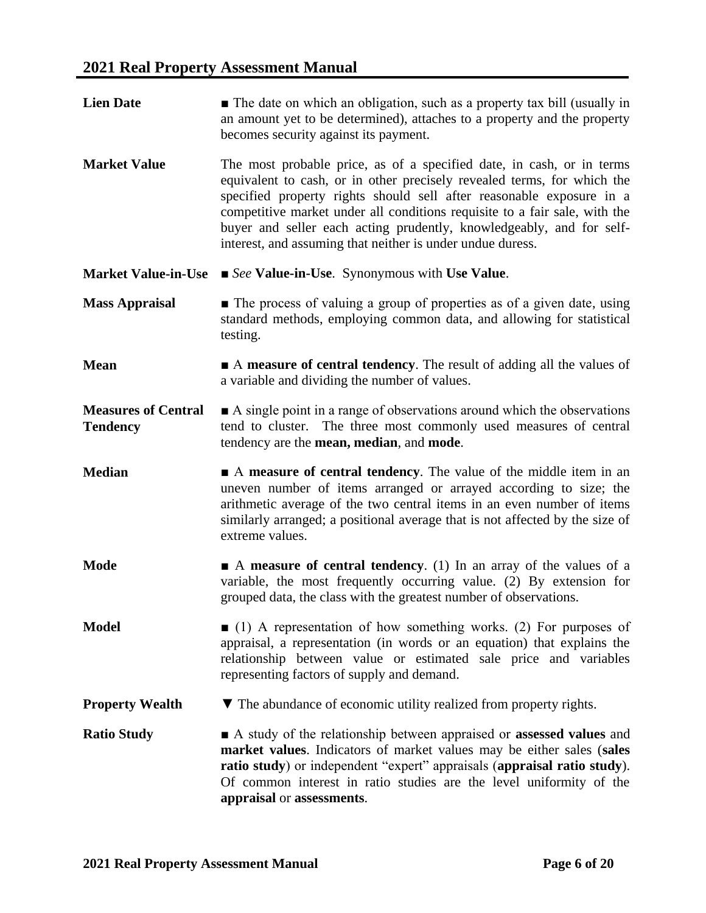**Lien Date** ■ The date on which an obligation, such as a property tax bill (usually in an amount yet to be determined), attaches to a property and the property becomes security against its payment.

**Market Value** The most probable price, as of a specified date, in cash, or in terms equivalent to cash, or in other precisely revealed terms, for which the specified property rights should sell after reasonable exposure in a competitive market under all conditions requisite to a fair sale, with the buyer and seller each acting prudently, knowledgeably, and for self-interest, and assuming that neither is under undue duress.

**Market Value-in-Use** ■ *See* **Value-in-Use**. Synonymous with **Use Value**.

**Mass Appraisal** ■ The process of valuing a group of properties as of a given date, using standard methods, employing common data, and allowing for statistical testing.

**Mean** ■ A **measure of central tendency**. The result of adding all the values of a variable and dividing the number of values.

**Measures of Central Tendency** ■ A single point in a range of observations around which the observations tend to cluster. The three most commonly used measures of central tendency are the **mean, median**, and **mode**.

**Median** ■ A **measure of central tendency**. The value of the middle item in an uneven number of items arranged or arrayed according to size; the arithmetic average of the two central items in an even number of items similarly arranged; a positional average that is not affected by the size of extreme values.

**Mode** ■ A **measure of central tendency**. (1) In an array of the values of a variable, the most frequently occurring value. (2) By extension for grouped data, the class with the greatest number of observations.

**Model** ■ (1) A representation of how something works. (2) For purposes of appraisal, a representation (in words or an equation) that explains the relationship between value or estimated sale price and variables representing factors of supply and demand.

**Property Wealth** ▼ The abundance of economic utility realized from property rights.

**Ratio Study** ■ A study of the relationship between appraised or **assessed values** and **market values**. Indicators of market values may be either sales (**sales ratio study**) or independent "expert" appraisals (**appraisal ratio study**). Of common interest in ratio studies are the level uniformity of the **appraisal** or **assessments**.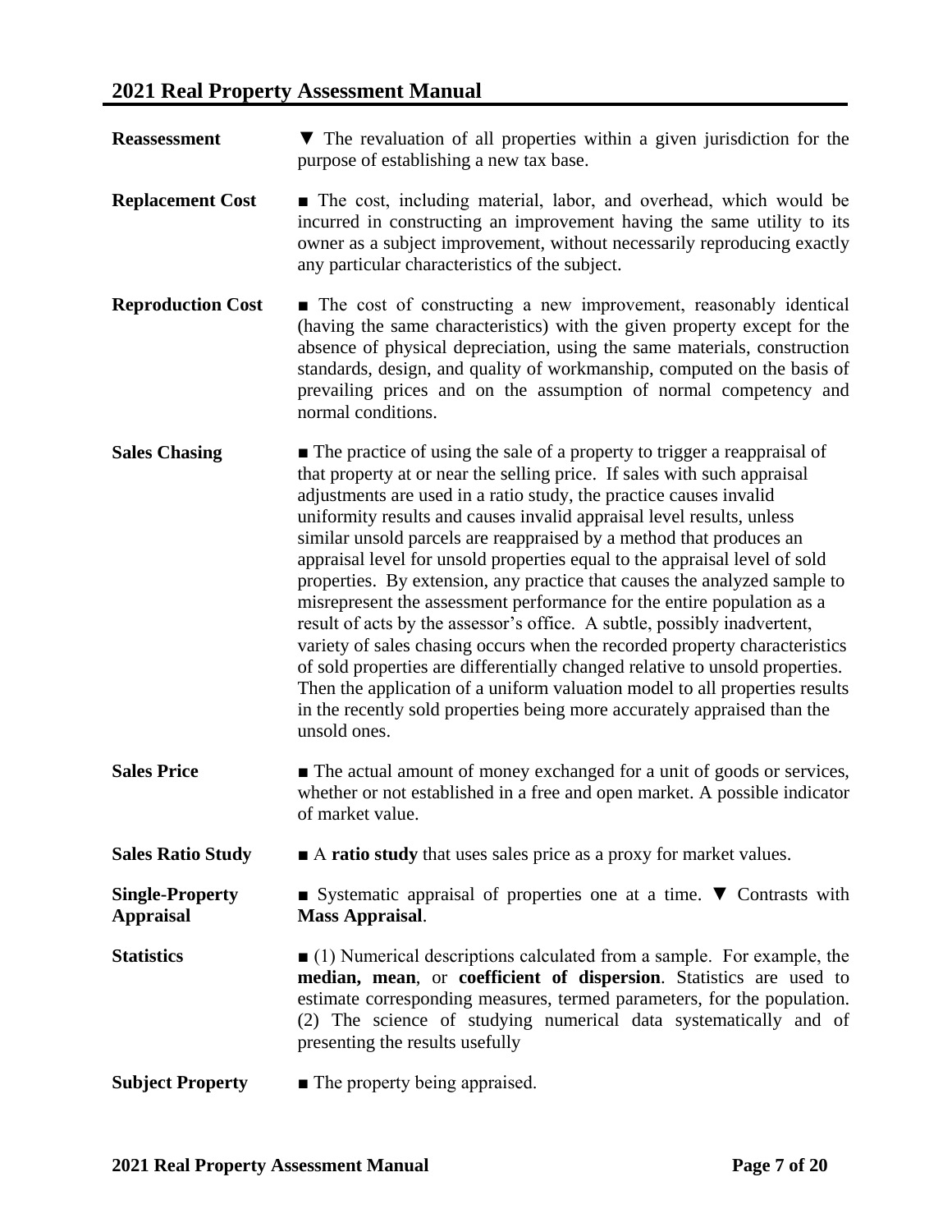**Reassessment** ▼ The revaluation of all properties within a given jurisdiction for the purpose of establishing a new tax base.

**Replacement Cost** ■ The cost, including material, labor, and overhead, which would be incurred in constructing an improvement having the same utility to its owner as a subject improvement, without necessarily reproducing exactly any particular characteristics of the subject.

**Reproduction Cost** ■ The cost of constructing a new improvement, reasonably identical (having the same characteristics) with the given property except for the absence of physical depreciation, using the same materials, construction standards, design, and quality of workmanship, computed on the basis of prevailing prices and on the assumption of normal competency and normal conditions.

**Sales Chasing** ■ The practice of using the sale of a property to trigger a reappraisal of that property at or near the selling price. If sales with such appraisal adjustments are used in a ratio study, the practice causes invalid uniformity results and causes invalid appraisal level results, unless similar unsold parcels are reappraised by a method that produces an appraisal level for unsold properties equal to the appraisal level of sold properties. By extension, any practice that causes the analyzed sample to misrepresent the assessment performance for the entire population as a result of acts by the assessor's office. A subtle, possibly inadvertent, variety of sales chasing occurs when the recorded property characteristics of sold properties are differentially changed relative to unsold properties. Then the application of a uniform valuation model to all properties results in the recently sold properties being more accurately appraised than the unsold ones.

**Sales Price** ■ The actual amount of money exchanged for a unit of goods or services, whether or not established in a free and open market. A possible indicator of market value.

**Sales Ratio Study** ■ A **ratio study** that uses sales price as a proxy for market values.

**Single-Property Appraisal** ■ Systematic appraisal of properties one at a time. ▼ Contrasts with **Mass Appraisal**.

**Statistics** ■ (1) Numerical descriptions calculated from a sample. For example, the **median, mean**, or **coefficient of dispersion**. Statistics are used to estimate corresponding measures, termed parameters, for the population. (2) The science of studying numerical data systematically and of presenting the results usefully

**Subject Property** ■ The property being appraised.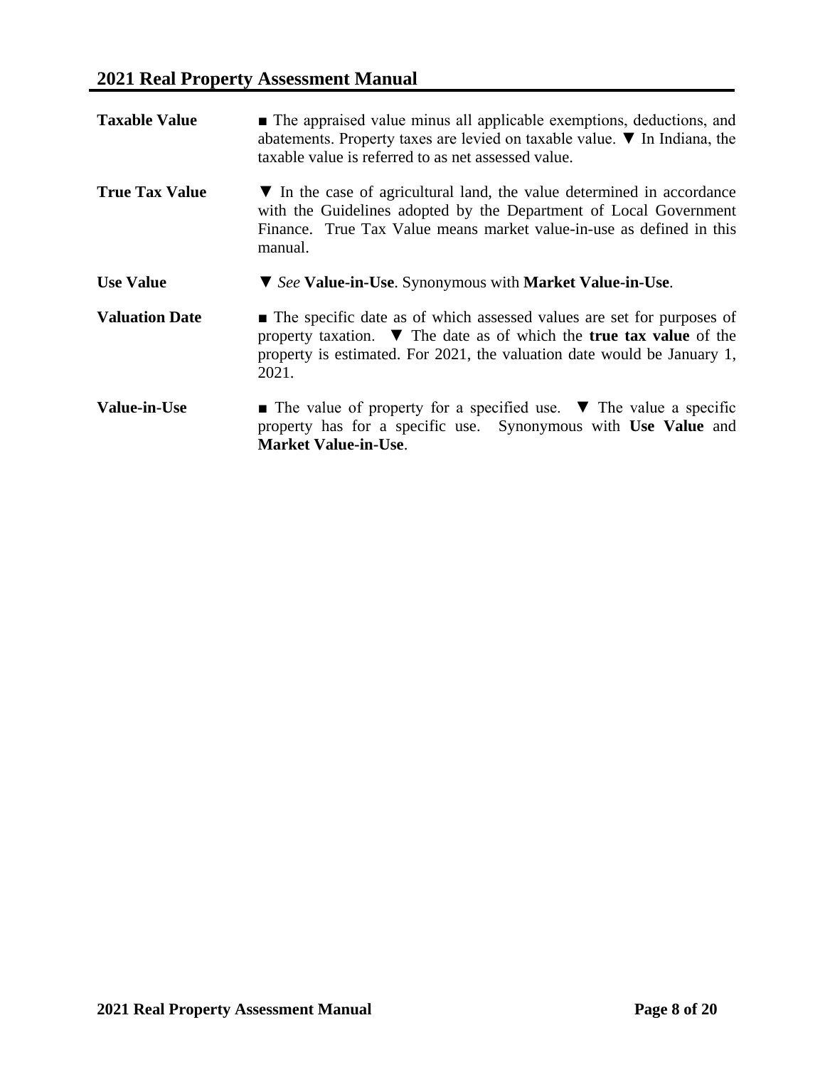**Taxable Value** ■ The appraised value minus all applicable exemptions, deductions, and abatements. Property taxes are levied on taxable value. ▼ In Indiana, the taxable value is referred to as net assessed value.

**True Tax Value** ▼ In the case of agricultural land, the value determined in accordance with the Guidelines adopted by the Department of Local Government Finance. True Tax Value means market value-in-use as defined in this manual.

**Use Value** ▼ *See* **Value-in-Use**. Synonymous with **Market Value-in-Use**.

**Valuation Date** ■ The specific date as of which assessed values are set for purposes of property taxation. ▼ The date as of which the **true tax value** of the property is estimated. For 2021, the valuation date would be January 1, 2021.

**Value-in-Use** ■ The value of property for a specified use. ▼ The value a specific property has for a specific use. Synonymous with **Use Value** and **Market Value-in-Use**.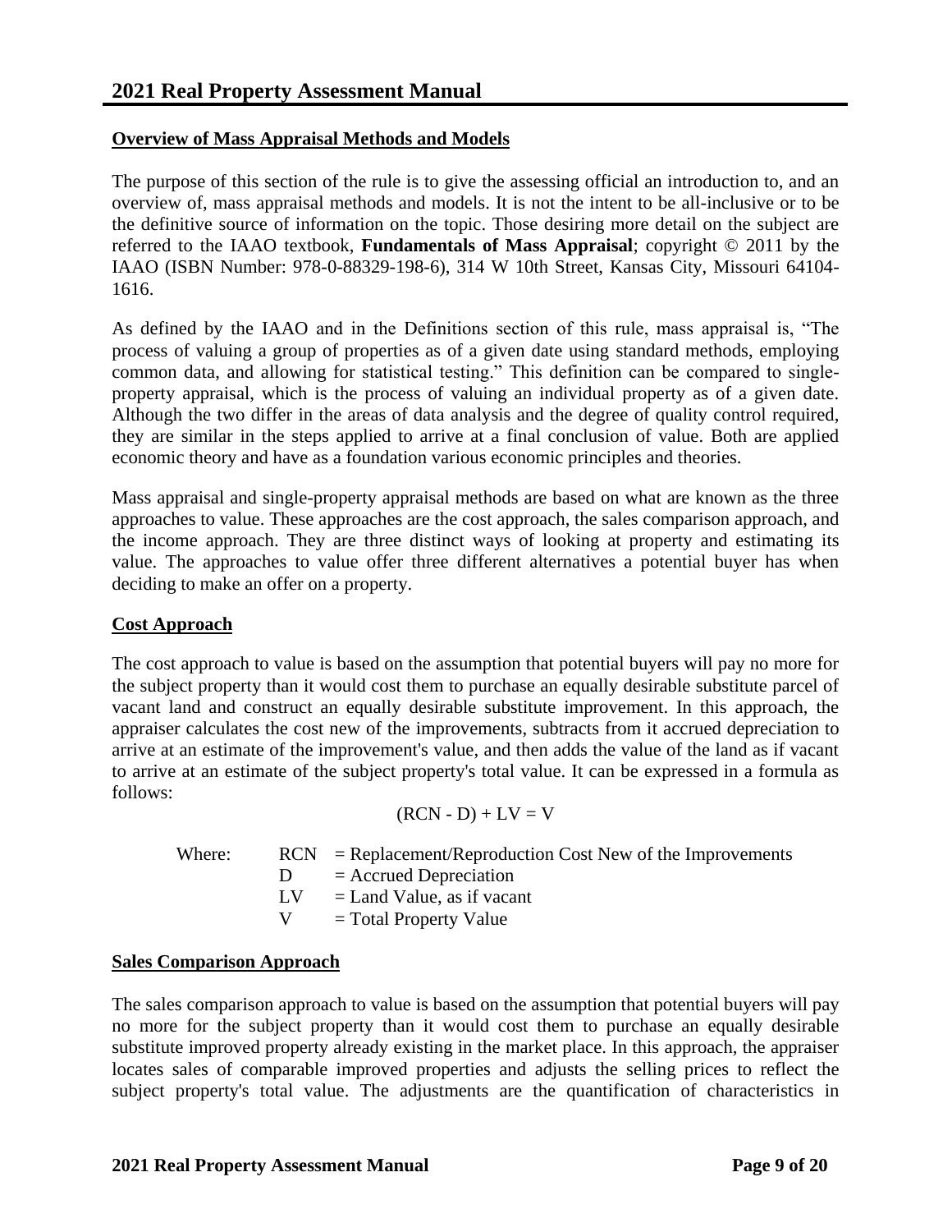## Overview of Mass Appraisal Methods and Models

The purpose of this section of the rule is to give the assessing official an introduction to, and an overview of, mass appraisal methods and models. It is not the intent to be all-inclusive or to be the definitive source of information on the topic. Those desiring more detail on the subject are referred to the IAAO textbook, **Fundamentals of Mass Appraisal**; copyright © 2011 by the IAAO (ISBN Number: 978-0-88329-198-6), 314 W 10th Street, Kansas City, Missouri 64104-1616.

As defined by the IAAO and in the Definitions section of this rule, mass appraisal is, "The process of valuing a group of properties as of a given date using standard methods, employing common data, and allowing for statistical testing." This definition can be compared to single-property appraisal, which is the process of valuing an individual property as of a given date. Although the two differ in the areas of data analysis and the degree of quality control required, they are similar in the steps applied to arrive at a final conclusion of value. Both are applied economic theory and have as a foundation various economic principles and theories.

Mass appraisal and single-property appraisal methods are based on what are known as the three approaches to value. These approaches are the cost approach, the sales comparison approach, and the income approach. They are three distinct ways of looking at property and estimating its value. The approaches to value offer three different alternatives a potential buyer has when deciding to make an offer on a property.

## Cost Approach

The cost approach to value is based on the assumption that potential buyers will pay no more for the subject property than it would cost them to purchase an equally desirable substitute parcel of vacant land and construct an equally desirable substitute improvement. In this approach, the appraiser calculates the cost new of the improvements, subtracts from it accrued depreciation to arrive at an estimate of the improvement's value, and then adds the value of the land as if vacant to arrive at an estimate of the subject property's total value. It can be expressed in a formula as follows:

$$(RCN - D) + LV = V$$

Where:
- RCN = Replacement/Reproduction Cost New of the Improvements
- D = Accrued Depreciation
- LV = Land Value, as if vacant
- V = Total Property Value

## Sales Comparison Approach

The sales comparison approach to value is based on the assumption that potential buyers will pay no more for the subject property than it would cost them to purchase an equally desirable substitute improved property already existing in the market place. In this approach, the appraiser locates sales of comparable improved properties and adjusts the selling prices to reflect the subject property's total value. The adjustments are the quantification of characteristics in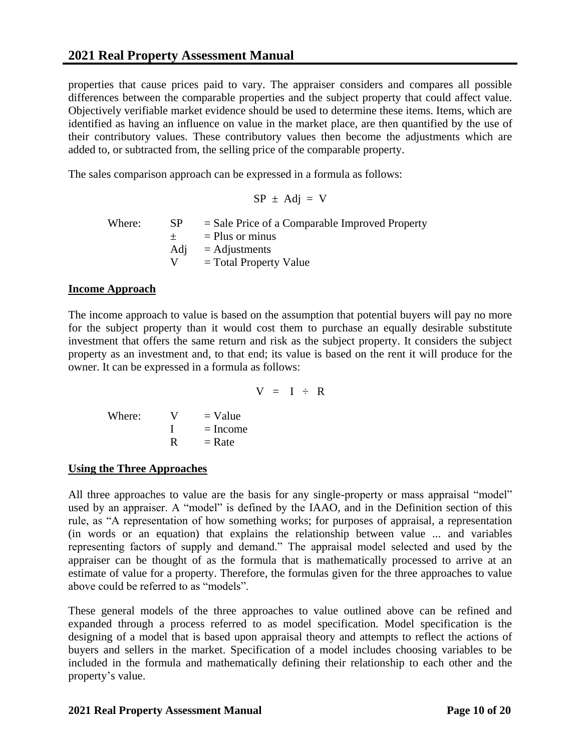properties that cause prices paid to vary. The appraiser considers and compares all possible differences between the comparable properties and the subject property that could affect value. Objectively verifiable market evidence should be used to determine these items. Items, which are identified as having an influence on value in the market place, are then quantified by the use of their contributory values. These contributory values then become the adjustments which are added to, or subtracted from, the selling price of the comparable property.

The sales comparison approach can be expressed in a formula as follows:

$$SP \pm Adj = V$$

Where:
- SP = Sale Price of a Comparable Improved Property
- ± = Plus or minus
- Adj = Adjustments
- V = Total Property Value

## Income Approach

The income approach to value is based on the assumption that potential buyers will pay no more for the subject property than it would cost them to purchase an equally desirable substitute investment that offers the same return and risk as the subject property. It considers the subject property as an investment and, to that end; its value is based on the rent it will produce for the owner. It can be expressed in a formula as follows:

$$V = I \div R$$

Where:
- V = Value
- I = Income
- R = Rate

## Using the Three Approaches

All three approaches to value are the basis for any single-property or mass appraisal "model" used by an appraiser. A "model" is defined by the IAAO, and in the Definition section of this rule, as "A representation of how something works; for purposes of appraisal, a representation (in words or an equation) that explains the relationship between value ... and variables representing factors of supply and demand." The appraisal model selected and used by the appraiser can be thought of as the formula that is mathematically processed to arrive at an estimate of value for a property. Therefore, the formulas given for the three approaches to value above could be referred to as "models".

These general models of the three approaches to value outlined above can be refined and expanded through a process referred to as model specification. Model specification is the designing of a model that is based upon appraisal theory and attempts to reflect the actions of buyers and sellers in the market. Specification of a model includes choosing variables to be included in the formula and mathematically defining their relationship to each other and the property's value.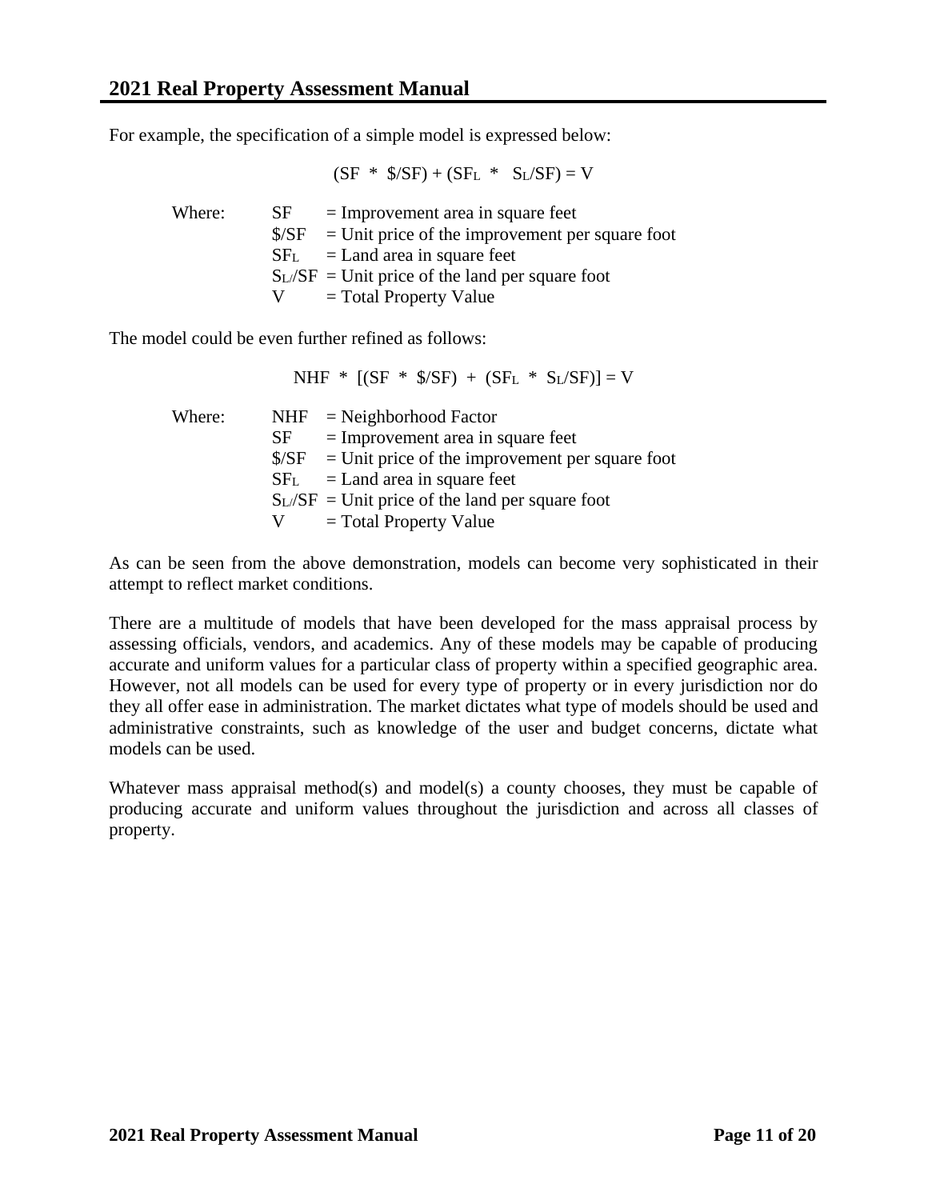For example, the specification of a simple model is expressed below:

$$(SF * \$/SF) + (SF_L * S_L/SF) = V$$

Where:
- SF = Improvement area in square feet
- \$/SF = Unit price of the improvement per square foot
- $SF_L$ = Land area in square feet
- $S_L/SF$ = Unit price of the land per square foot
- V = Total Property Value

The model could be even further refined as follows:

$$NHF * [(SF * \$/SF) + (SF_L * S_L/SF)] = V$$

Where:
- NHF = Neighborhood Factor
- SF = Improvement area in square feet
- \$/SF = Unit price of the improvement per square foot
- $SF_L$ = Land area in square feet
- $S_L/SF$ = Unit price of the land per square foot
- V = Total Property Value

As can be seen from the above demonstration, models can become very sophisticated in their attempt to reflect market conditions.

There are a multitude of models that have been developed for the mass appraisal process by assessing officials, vendors, and academics. Any of these models may be capable of producing accurate and uniform values for a particular class of property within a specified geographic area. However, not all models can be used for every type of property or in every jurisdiction nor do they all offer ease in administration. The market dictates what type of models should be used and administrative constraints, such as knowledge of the user and budget concerns, dictate what models can be used.

Whatever mass appraisal method(s) and model(s) a county chooses, they must be capable of producing accurate and uniform values throughout the jurisdiction and across all classes of property.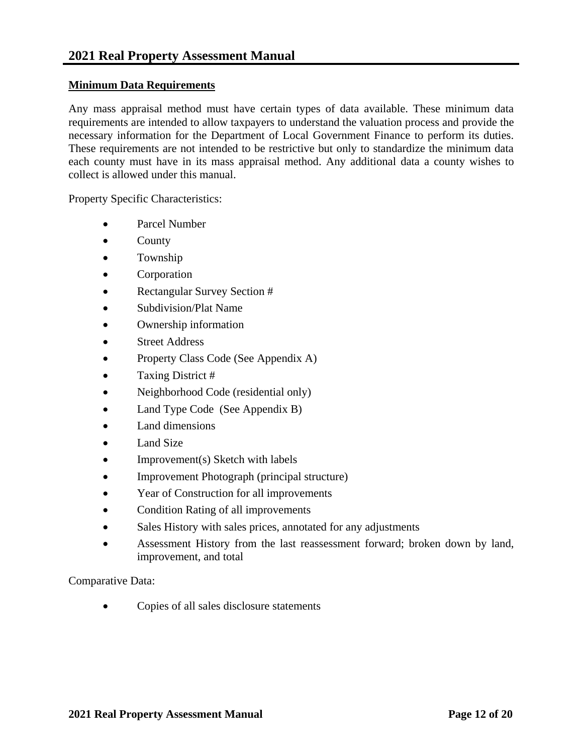## Minimum Data Requirements

Any mass appraisal method must have certain types of data available. These minimum data requirements are intended to allow taxpayers to understand the valuation process and provide the necessary information for the Department of Local Government Finance to perform its duties. These requirements are not intended to be restrictive but only to standardize the minimum data each county must have in its mass appraisal method. Any additional data a county wishes to collect is allowed under this manual.

Property Specific Characteristics:

- Parcel Number
- County
- Township
- Corporation
- Rectangular Survey Section #
- Subdivision/Plat Name
- Ownership information
- Street Address
- Property Class Code (See Appendix A)
- Taxing District #
- Neighborhood Code (residential only)
- Land Type Code (See Appendix B)
- Land dimensions
- Land Size
- Improvement(s) Sketch with labels
- Improvement Photograph (principal structure)
- Year of Construction for all improvements
- Condition Rating of all improvements
- Sales History with sales prices, annotated for any adjustments
- Assessment History from the last reassessment forward; broken down by land, improvement, and total

Comparative Data:

- Copies of all sales disclosure statements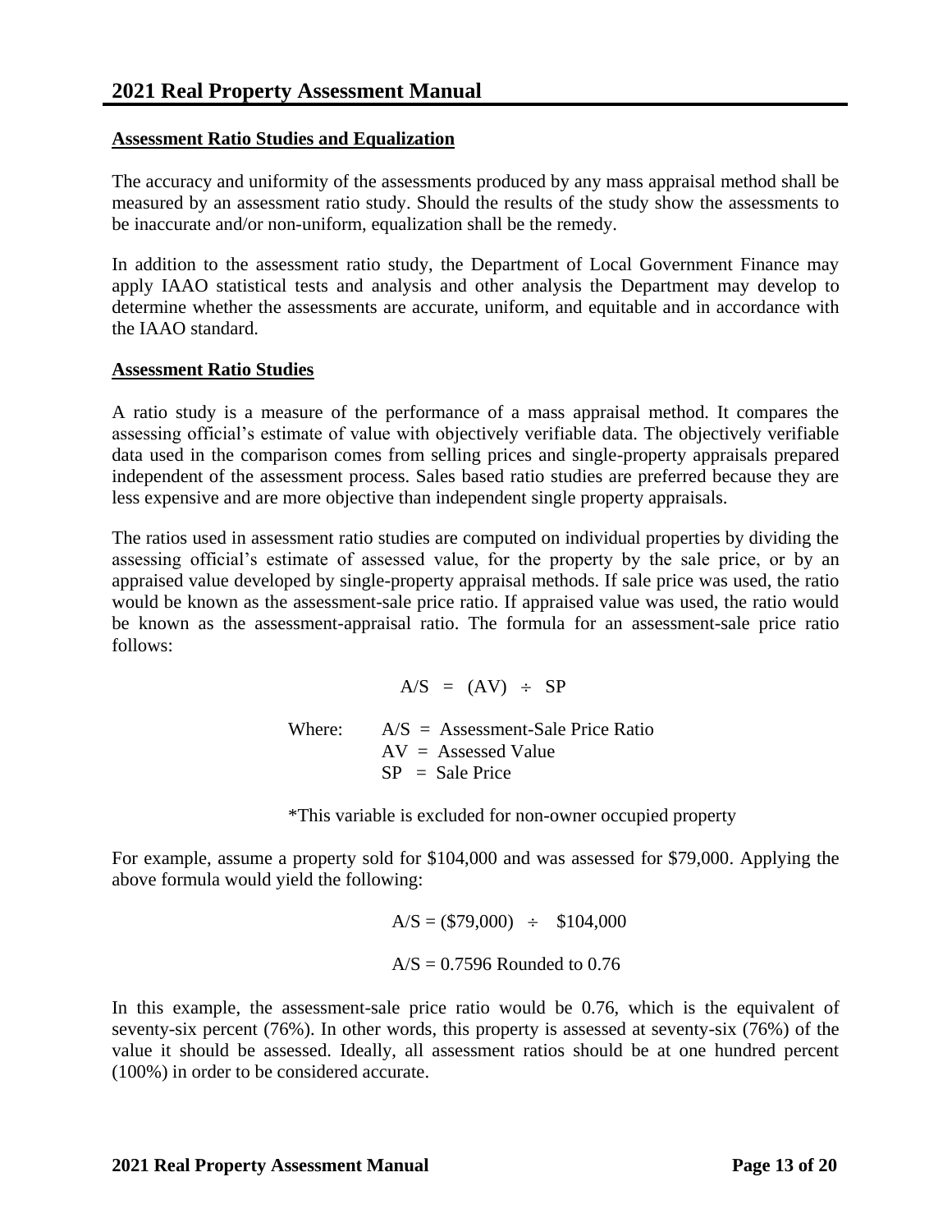### Assessment Ratio Studies and Equalization

The accuracy and uniformity of the assessments produced by any mass appraisal method shall be measured by an assessment ratio study. Should the results of the study show the assessments to be inaccurate and/or non-uniform, equalization shall be the remedy.

In addition to the assessment ratio study, the Department of Local Government Finance may apply IAAO statistical tests and analysis and other analysis the Department may develop to determine whether the assessments are accurate, uniform, and equitable and in accordance with the IAAO standard.

### Assessment Ratio Studies

A ratio study is a measure of the performance of a mass appraisal method. It compares the assessing official's estimate of value with objectively verifiable data. The objectively verifiable data used in the comparison comes from selling prices and single-property appraisals prepared independent of the assessment process. Sales based ratio studies are preferred because they are less expensive and are more objective than independent single property appraisals.

The ratios used in assessment ratio studies are computed on individual properties by dividing the assessing official's estimate of assessed value, for the property by the sale price, or by an appraised value developed by single-property appraisal methods. If sale price was used, the ratio would be known as the assessment-sale price ratio. If appraised value was used, the ratio would be known as the assessment-appraisal ratio. The formula for an assessment-sale price ratio follows:

$$A/S = (AV) \div SP$$

Where:
- A/S = Assessment-Sale Price Ratio
- AV = Assessed Value
- SP = Sale Price

*This variable is excluded for non-owner occupied property

For example, assume a property sold for $104,000 and was assessed for $79,000. Applying the above formula would yield the following:

$$A/S = (\$79,000) \div \$104,000$$

$$A/S = 0.7596 \text{ Rounded to } 0.76$$

In this example, the assessment-sale price ratio would be 0.76, which is the equivalent of seventy-six percent (76%). In other words, this property is assessed at seventy-six (76%) of the value it should be assessed. Ideally, all assessment ratios should be at one hundred percent (100%) in order to be considered accurate.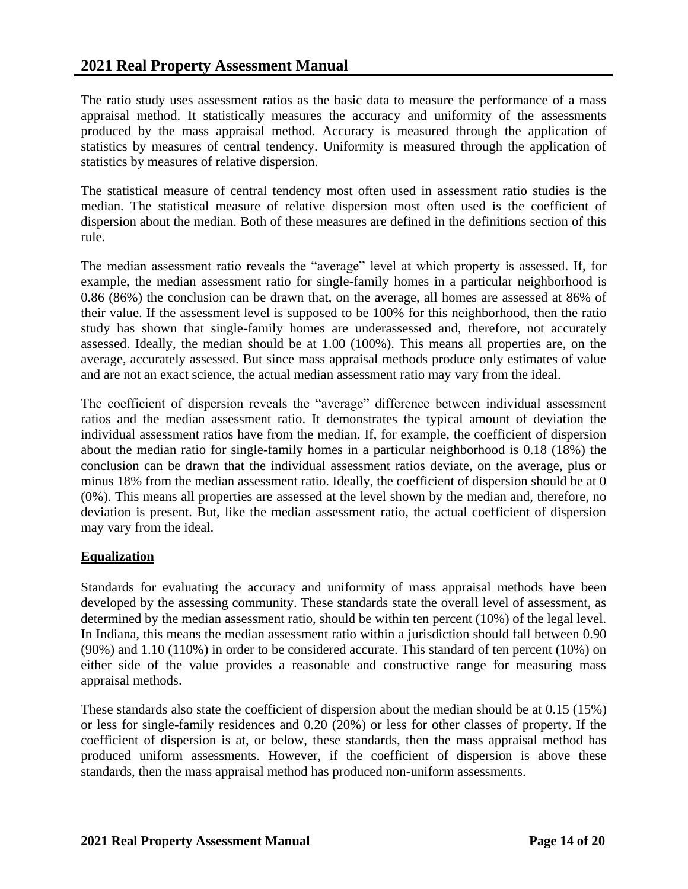The ratio study uses assessment ratios as the basic data to measure the performance of a mass appraisal method. It statistically measures the accuracy and uniformity of the assessments produced by the mass appraisal method. Accuracy is measured through the application of statistics by measures of central tendency. Uniformity is measured through the application of statistics by measures of relative dispersion.

The statistical measure of central tendency most often used in assessment ratio studies is the median. The statistical measure of relative dispersion most often used is the coefficient of dispersion about the median. Both of these measures are defined in the definitions section of this rule.

The median assessment ratio reveals the "average" level at which property is assessed. If, for example, the median assessment ratio for single-family homes in a particular neighborhood is 0.86 (86%) the conclusion can be drawn that, on the average, all homes are assessed at 86% of their value. If the assessment level is supposed to be 100% for this neighborhood, then the ratio study has shown that single-family homes are underassessed and, therefore, not accurately assessed. Ideally, the median should be at 1.00 (100%). This means all properties are, on the average, accurately assessed. But since mass appraisal methods produce only estimates of value and are not an exact science, the actual median assessment ratio may vary from the ideal.

The coefficient of dispersion reveals the "average" difference between individual assessment ratios and the median assessment ratio. It demonstrates the typical amount of deviation the individual assessment ratios have from the median. If, for example, the coefficient of dispersion about the median ratio for single-family homes in a particular neighborhood is 0.18 (18%) the conclusion can be drawn that the individual assessment ratios deviate, on the average, plus or minus 18% from the median assessment ratio. Ideally, the coefficient of dispersion should be at 0 (0%). This means all properties are assessed at the level shown by the median and, therefore, no deviation is present. But, like the median assessment ratio, the actual coefficient of dispersion may vary from the ideal.

**Equalization**

Standards for evaluating the accuracy and uniformity of mass appraisal methods have been developed by the assessing community. These standards state the overall level of assessment, as determined by the median assessment ratio, should be within ten percent (10%) of the legal level. In Indiana, this means the median assessment ratio within a jurisdiction should fall between 0.90 (90%) and 1.10 (110%) in order to be considered accurate. This standard of ten percent (10%) on either side of the value provides a reasonable and constructive range for measuring mass appraisal methods.

These standards also state the coefficient of dispersion about the median should be at 0.15 (15%) or less for single-family residences and 0.20 (20%) or less for other classes of property. If the coefficient of dispersion is at, or below, these standards, then the mass appraisal method has produced uniform assessments. However, if the coefficient of dispersion is above these standards, then the mass appraisal method has produced non-uniform assessments.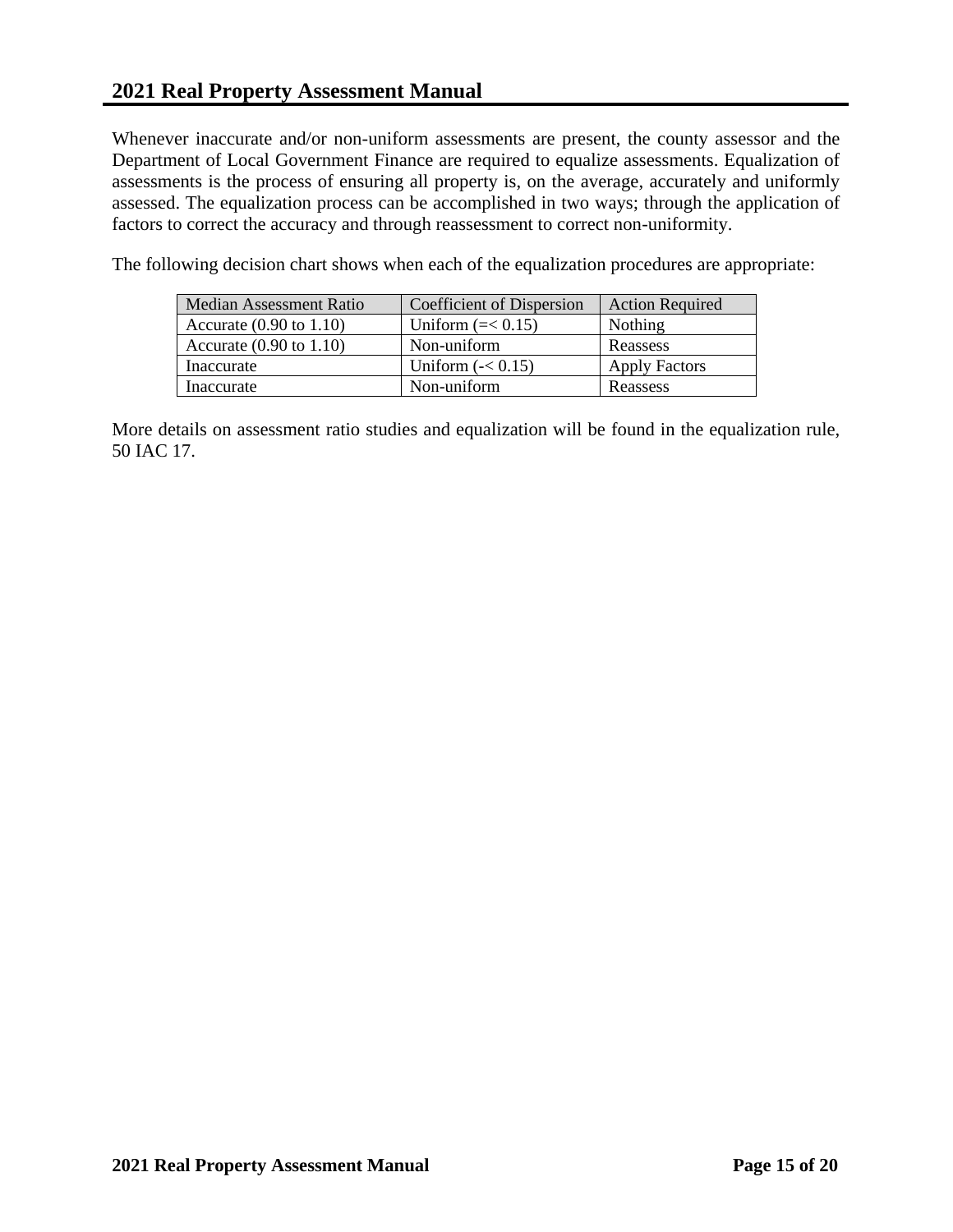Whenever inaccurate and/or non-uniform assessments are present, the county assessor and the Department of Local Government Finance are required to equalize assessments. Equalization of assessments is the process of ensuring all property is, on the average, accurately and uniformly assessed. The equalization process can be accomplished in two ways; through the application of factors to correct the accuracy and through reassessment to correct non-uniformity.

The following decision chart shows when each of the equalization procedures are appropriate:

| Median Assessment Ratio | Coefficient of Dispersion | Action Required |
|---|---|---|
| Accurate (0.90 to 1.10) | Uniform (=< 0.15) | Nothing |
| Accurate (0.90 to 1.10) | Non-uniform | Reassess |
| Inaccurate | Uniform (-< 0.15) | Apply Factors |
| Inaccurate | Non-uniform | Reassess |

More details on assessment ratio studies and equalization will be found in the equalization rule, 50 IAC 17.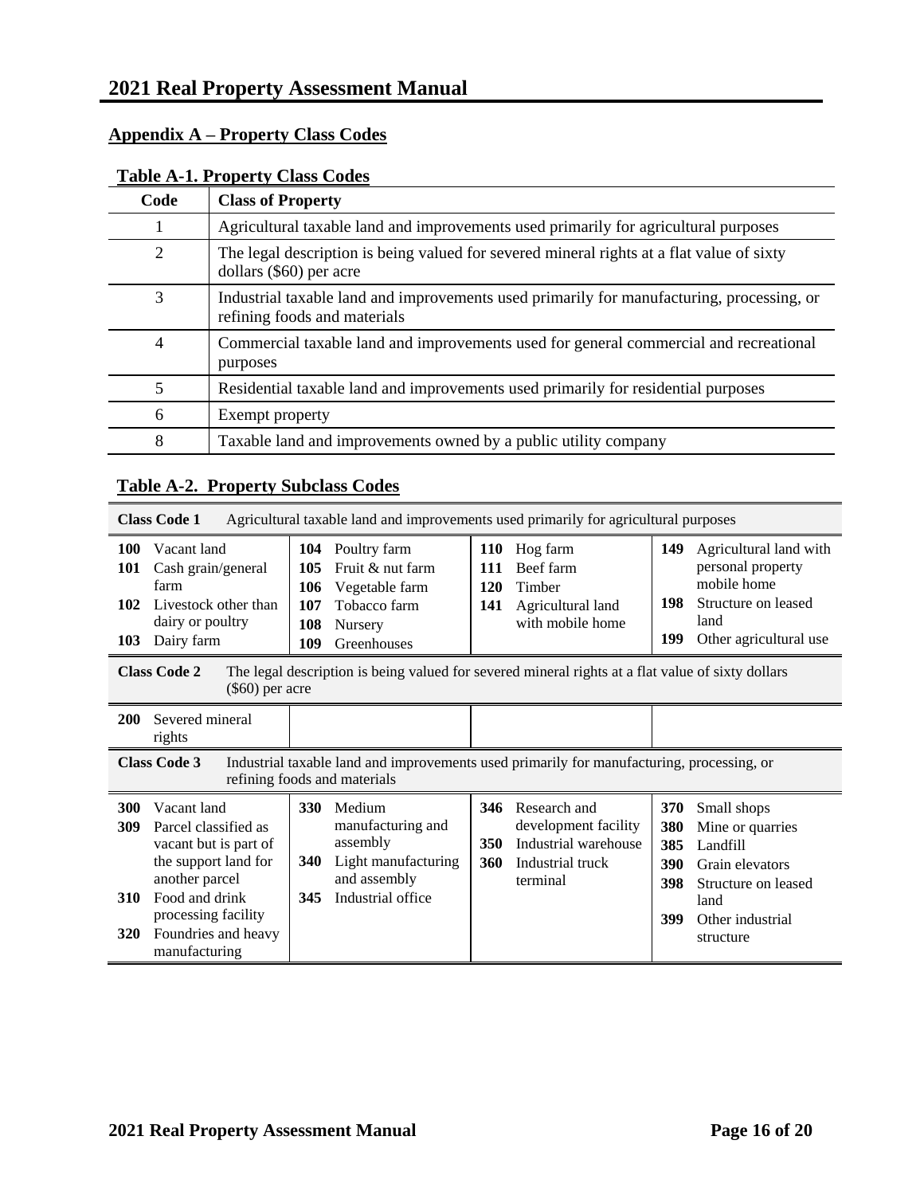## Appendix A – Property Class Codes

**Table A-1. Property Class Codes**

| Code | Class of Property |
|---|---|
| 1 | Agricultural taxable land and improvements used primarily for agricultural purposes |
| 2 | The legal description is being valued for severed mineral rights at a flat value of sixty dollars ($60) per acre |
| 3 | Industrial taxable land and improvements used primarily for manufacturing, processing, or refining foods and materials |
| 4 | Commercial taxable land and improvements used for general commercial and recreational purposes |
| 5 | Residential taxable land and improvements used primarily for residential purposes |
| 6 | Exempt property |
| 8 | Taxable land and improvements owned by a public utility company |

**Table A-2. Property Subclass Codes**

**Class Code 1** Agricultural taxable land and improvements used primarily for agricultural purposes

| Code | Subclass |
|---|---|
| 100 | Vacant land |
| 101 | Cash grain/general farm |
| 102 | Livestock other than dairy or poultry |
| 103 | Dairy farm |
| 104 | Poultry farm |
| 105 | Fruit & nut farm |
| 106 | Vegetable farm |
| 107 | Tobacco farm |
| 108 | Nursery |
| 109 | Greenhouses |
| 110 | Hog farm |
| 111 | Beef farm |
| 120 | Timber |
| 141 | Agricultural land with mobile home |
| 149 | Agricultural land with personal property mobile home |
| 198 | Structure on leased land |
| 199 | Other agricultural use |

**Class Code 2** The legal description is being valued for severed mineral rights at a flat value of sixty dollars ($60) per acre

| Code | Subclass |
|---|---|
| 200 | Severed mineral rights |

**Class Code 3** Industrial taxable land and improvements used primarily for manufacturing, processing, or refining foods and materials

| Code | Subclass |
|---|---|
| 300 | Vacant land |
| 309 | Parcel classified as vacant but is part of the support land for another parcel |
| 310 | Food and drink processing facility |
| 320 | Foundries and heavy manufacturing |
| 330 | Medium manufacturing and assembly |
| 340 | Light manufacturing and assembly |
| 345 | Industrial office |
| 346 | Research and development facility |
| 350 | Industrial warehouse |
| 360 | Industrial truck terminal |
| 370 | Small shops |
| 380 | Mine or quarries |
| 385 | Landfill |
| 390 | Grain elevators |
| 398 | Structure on leased land |
| 399 | Other industrial structure |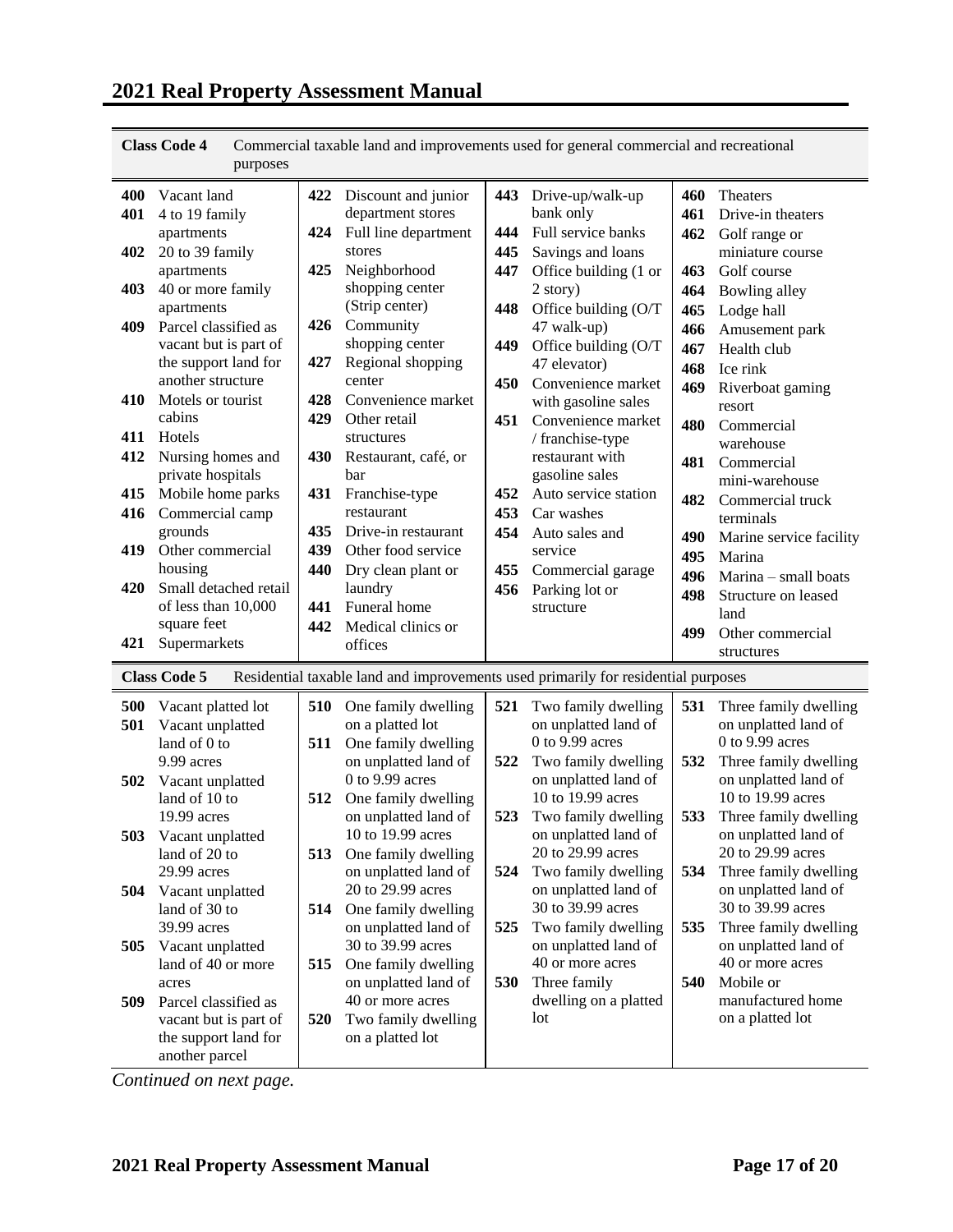| Class Code 4 | Commercial taxable land and improvements used for general commercial and recreational purposes |
|---|---|
| 400 | Vacant land |
| 401 | 4 to 19 family apartments |
| 402 | 20 to 39 family apartments |
| 403 | 40 or more family apartments |
| 409 | Parcel classified as vacant but is part of the support land for another structure |
| 410 | Motels or tourist cabins |
| 411 | Hotels |
| 412 | Nursing homes and private hospitals |
| 415 | Mobile home parks |
| 416 | Commercial camp grounds |
| 419 | Other commercial housing |
| 420 | Small detached retail of less than 10,000 square feet |
| 421 | Supermarkets |
| 422 | Discount and junior department stores |
| 424 | Full line department stores |
| 425 | Neighborhood shopping center (Strip center) |
| 426 | Community shopping center |
| 427 | Regional shopping center |
| 428 | Convenience market |
| 429 | Other retail structures |
| 430 | Restaurant, café, or bar |
| 431 | Franchise-type restaurant |
| 435 | Drive-in restaurant |
| 439 | Other food service |
| 440 | Dry clean plant or laundry |
| 441 | Funeral home |
| 442 | Medical clinics or offices |
| 443 | Drive-up/walk-up bank only |
| 444 | Full service banks |
| 445 | Savings and loans |
| 447 | Office building (1 or 2 story) |
| 448 | Office building (O/T 47 walk-up) |
| 449 | Office building (O/T 47 elevator) |
| 450 | Convenience market with gasoline sales |
| 451 | Convenience market / franchise-type restaurant with gasoline sales |
| 452 | Auto service station |
| 453 | Car washes |
| 454 | Auto sales and service |
| 455 | Commercial garage |
| 456 | Parking lot or structure |
| 460 | Theaters |
| 461 | Drive-in theaters |
| 462 | Golf range or miniature course |
| 463 | Golf course |
| 464 | Bowling alley |
| 465 | Lodge hall |
| 466 | Amusement park |
| 467 | Health club |
| 468 | Ice rink |
| 469 | Riverboat gaming resort |
| 480 | Commercial warehouse |
| 481 | Commercial mini-warehouse |
| 482 | Commercial truck terminals |
| 490 | Marine service facility |
| 495 | Marina |
| 496 | Marina – small boats |
| 498 | Structure on leased land |
| 499 | Other commercial structures |

| Class Code 5 | Residential taxable land and improvements used primarily for residential purposes |
|---|---|
| 500 | Vacant platted lot |
| 501 | Vacant unplatted land of 0 to 9.99 acres |
| 502 | Vacant unplatted land of 10 to 19.99 acres |
| 503 | Vacant unplatted land of 20 to 29.99 acres |
| 504 | Vacant unplatted land of 30 to 39.99 acres |
| 505 | Vacant unplatted land of 40 or more acres |
| 509 | Parcel classified as vacant but is part of the support land for another parcel |
| 510 | One family dwelling on a platted lot |
| 511 | One family dwelling on unplatted land of 0 to 9.99 acres |
| 512 | One family dwelling on unplatted land of 10 to 19.99 acres |
| 513 | One family dwelling on unplatted land of 20 to 29.99 acres |
| 514 | One family dwelling on unplatted land of 30 to 39.99 acres |
| 515 | One family dwelling on unplatted land of 40 or more acres |
| 520 | Two family dwelling on a platted lot |
| 521 | Two family dwelling on unplatted land of 0 to 9.99 acres |
| 522 | Two family dwelling on unplatted land of 10 to 19.99 acres |
| 523 | Two family dwelling on unplatted land of 20 to 29.99 acres |
| 524 | Two family dwelling on unplatted land of 30 to 39.99 acres |
| 525 | Two family dwelling on unplatted land of 40 or more acres |
| 530 | Three family dwelling on a platted lot |
| 531 | Three family dwelling on unplatted land of 0 to 9.99 acres |
| 532 | Three family dwelling on unplatted land of 10 to 19.99 acres |
| 533 | Three family dwelling on unplatted land of 20 to 29.99 acres |
| 534 | Three family dwelling on unplatted land of 30 to 39.99 acres |
| 535 | Three family dwelling on unplatted land of 40 or more acres |
| 540 | Mobile or manufactured home on a platted lot |

*Continued on next page.*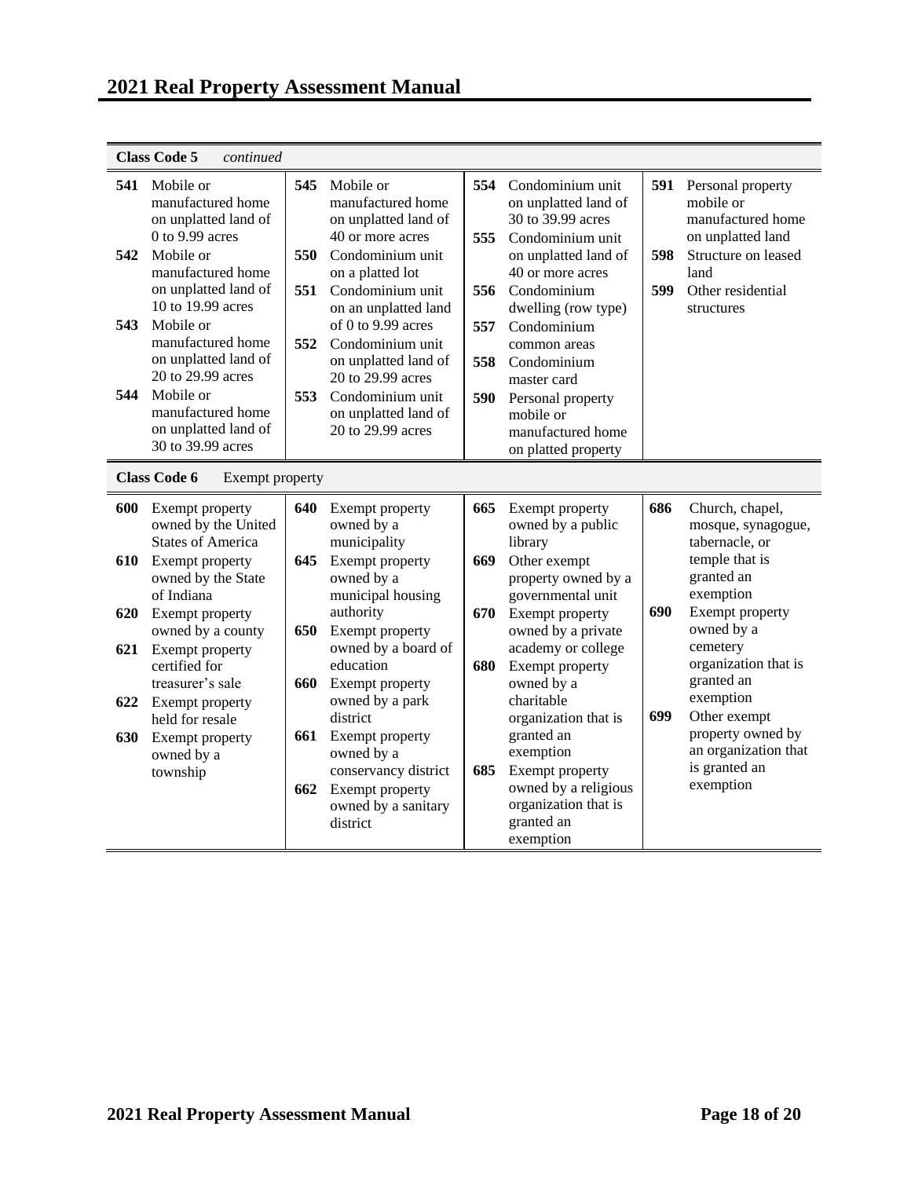**Class Code 5** *continued*

| Code | Description |
|---|---|
| 541 | Mobile or manufactured home on unplatted land of 0 to 9.99 acres |
| 542 | Mobile or manufactured home on unplatted land of 10 to 19.99 acres |
| 543 | Mobile or manufactured home on unplatted land of 20 to 29.99 acres |
| 544 | Mobile or manufactured home on unplatted land of 30 to 39.99 acres |
| 545 | Mobile or manufactured home on unplatted land of 40 or more acres |
| 550 | Condominium unit on a platted lot |
| 551 | Condominium unit on an unplatted land of 0 to 9.99 acres |
| 552 | Condominium unit on unplatted land of 20 to 29.99 acres |
| 553 | Condominium unit on unplatted land of 20 to 29.99 acres |
| 554 | Condominium unit on unplatted land of 30 to 39.99 acres |
| 555 | Condominium unit on unplatted land of 40 or more acres |
| 556 | Condominium dwelling (row type) |
| 557 | Condominium common areas |
| 558 | Condominium master card |
| 590 | Personal property mobile or manufactured home on platted property |
| 591 | Personal property mobile or manufactured home on unplatted land |
| 598 | Structure on leased land |
| 599 | Other residential structures |

**Class Code 6** Exempt property

| Code | Description |
|---|---|
| 600 | Exempt property owned by the United States of America |
| 610 | Exempt property owned by the State of Indiana |
| 620 | Exempt property owned by a county |
| 621 | Exempt property certified for treasurer's sale |
| 622 | Exempt property held for resale |
| 630 | Exempt property owned by a township |
| 640 | Exempt property owned by a municipality |
| 645 | Exempt property owned by a municipal housing authority |
| 650 | Exempt property owned by a board of education |
| 660 | Exempt property owned by a park district |
| 661 | Exempt property owned by a conservancy district |
| 662 | Exempt property owned by a sanitary district |
| 665 | Exempt property owned by a public library |
| 669 | Other exempt property owned by a governmental unit |
| 670 | Exempt property owned by a private academy or college |
| 680 | Exempt property owned by a charitable organization that is granted an exemption |
| 685 | Exempt property owned by a religious organization that is granted an exemption |
| 686 | Church, chapel, mosque, synagogue, tabernacle, or temple that is granted an exemption |
| 690 | Exempt property owned by a cemetery organization that is granted an exemption |
| 699 | Other exempt property owned by an organization that is granted an exemption |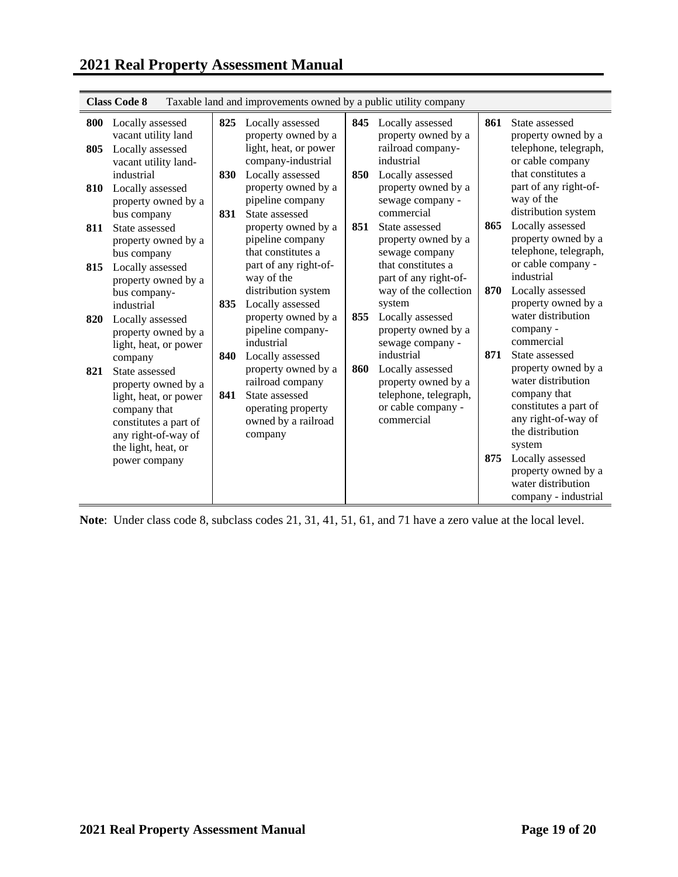| Class Code 8 | Taxable land and improvements owned by a public utility company |
|---|---|
| 800 | Locally assessed vacant utility land |
| 805 | Locally assessed vacant utility land-industrial |
| 810 | Locally assessed property owned by a bus company |
| 811 | State assessed property owned by a bus company |
| 815 | Locally assessed property owned by a bus company-industrial |
| 820 | Locally assessed property owned by a light, heat, or power company |
| 821 | State assessed property owned by a light, heat, or power company that constitutes a part of any right-of-way of the light, heat, or power company |
| 825 | Locally assessed property owned by a light, heat, or power company-industrial |
| 830 | Locally assessed property owned by a pipeline company |
| 831 | State assessed property owned by a pipeline company that constitutes a part of any right-of-way of the distribution system |
| 835 | Locally assessed property owned by a pipeline company-industrial |
| 840 | Locally assessed property owned by a railroad company |
| 841 | State assessed operating property owned by a railroad company |
| 845 | Locally assessed property owned by a railroad company-industrial |
| 850 | Locally assessed property owned by a sewage company - commercial |
| 851 | State assessed property owned by a sewage company that constitutes a part of any right-of-way of the collection system |
| 855 | Locally assessed property owned by a sewage company - industrial |
| 860 | Locally assessed property owned by a telephone, telegraph, or cable company - commercial |
| 861 | State assessed property owned by a telephone, telegraph, or cable company that constitutes a part of any right-of-way of the distribution system |
| 865 | Locally assessed property owned by a telephone, telegraph, or cable company - industrial |
| 870 | Locally assessed property owned by a water distribution company - commercial |
| 871 | State assessed property owned by a water distribution company that constitutes a part of any right-of-way of the distribution system |
| 875 | Locally assessed property owned by a water distribution company - industrial |

**Note**: Under class code 8, subclass codes 21, 31, 41, 51, 61, and 71 have a zero value at the local level.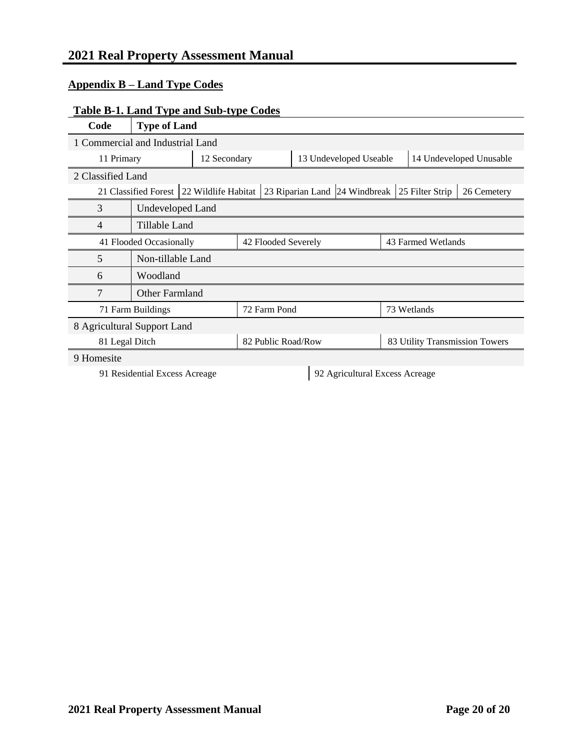## Appendix B – Land Type Codes

### Table B-1. Land Type and Sub-type Codes

| Code | Type of Land |
|---|---|
| 1 | Commercial and Industrial Land |
| 11 | Primary |
| 12 | Secondary |
| 13 | Undeveloped Useable |
| 14 | Undeveloped Unusable |
| 2 | Classified Land |
| 21 | Classified Forest |
| 22 | Wildlife Habitat |
| 23 | Riparian Land |
| 24 | Windbreak |
| 25 | Filter Strip |
| 26 | Cemetery |
| 3 | Undeveloped Land |
| 4 | Tillable Land |
| 41 | Flooded Occasionally |
| 42 | Flooded Severely |
| 43 | Farmed Wetlands |
| 5 | Non-tillable Land |
| 6 | Woodland |
| 7 | Other Farmland |
| 71 | Farm Buildings |
| 72 | Farm Pond |
| 73 | Wetlands |
| 8 | Agricultural Support Land |
| 81 | Legal Ditch |
| 82 | Public Road/Row |
| 83 | Utility Transmission Towers |
| 9 | Homesite |
| 91 | Residential Excess Acreage |
| 92 | Agricultural Excess Acreage |